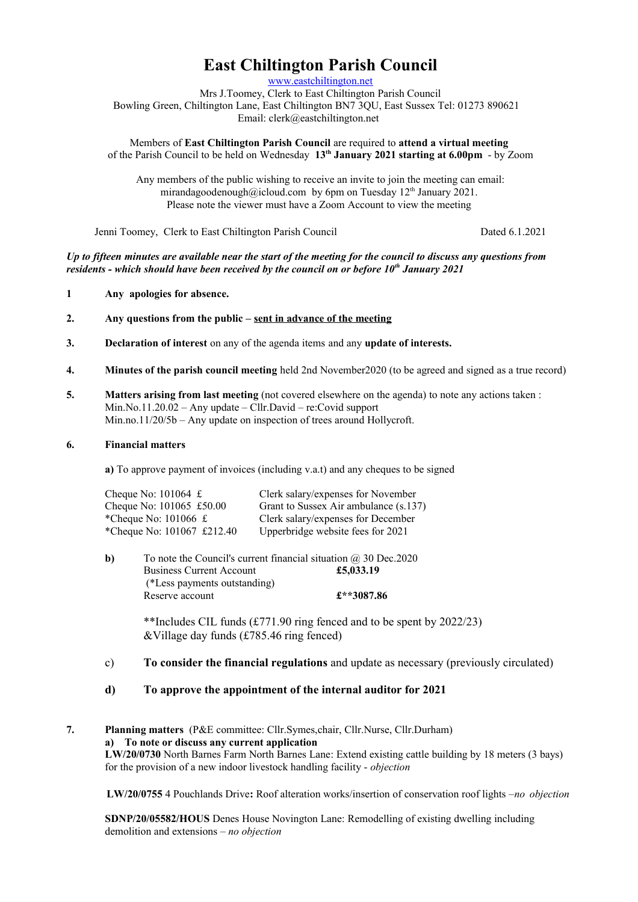# East Chiltington Parish Council

www.eastchiltington.net

Mrs J.Toomey, Clerk to East Chiltington Parish Council
Bowling Green, Chiltington Lane, East Chiltington BN7 3QU, East Sussex Tel: 01273 890621
Email: clerk@eastchiltington.net

Members of **East Chiltington Parish Council** are required to **attend a virtual meeting** of the Parish Council to be held on Wednesday **13th January 2021 starting at 6.00pm** - by Zoom

Any members of the public wishing to receive an invite to join the meeting can email: mirandagoodenough@icloud.com by 6pm on Tuesday 12th January 2021.
Please note the viewer must have a Zoom Account to view the meeting

Jenni Toomey, Clerk to East Chiltington Parish Council — Dated 6.1.2021

***Up to fifteen minutes are available near the start of the meeting for the council to discuss any questions from residents - which should have been received by the council on or before 10th January 2021***

1. **Any apologies for absence.**

2. **Any questions from the public – sent in advance of the meeting**

3. **Declaration of interest** on any of the agenda items and any **update of interests.**

4. **Minutes of the parish council meeting** held 2nd November2020 (to be agreed and signed as a true record)

5. **Matters arising from last meeting** (not covered elsewhere on the agenda) to note any actions taken :
   Min.No.11.20.02 – Any update – Cllr.David – re:Covid support
   Min.no.11/20/5b – Any update on inspection of trees around Hollycroft.

6. **Financial matters**

   **a)** To approve payment of invoices (including v.a.t) and any cheques to be signed

   | Cheque | Description |
   |---|---|
   | Cheque No: 101064 £ | Clerk salary/expenses for November |
   | Cheque No: 101065 £50.00 | Grant to Sussex Air ambulance (s.137) |
   | *Cheque No: 101066 £ | Clerk salary/expenses for December |
   | *Cheque No: 101067 £212.40 | Upperbridge website fees for 2021 |

   **b)** To note the Council's current financial situation @ 30 Dec.2020

   | | |
   |---|---|
   | Business Current Account | **£5,033.19** |
   | (*Less payments outstanding) | |
   | Reserve account | **£**3087.86** |

   **Includes CIL funds (£771.90 ring fenced and to be spent by 2022/23) &Village day funds (£785.46 ring fenced)

   c) **To consider the financial regulations** and update as necessary (previously circulated)

   **d) To approve the appointment of the internal auditor for 2021**

7. **Planning matters** (P&E committee: Cllr.Symes,chair, Cllr.Nurse, Cllr.Durham)
   **a) To note or discuss any current application**
   **LW/20/0730** North Barnes Farm North Barnes Lane: Extend existing cattle building by 18 meters (3 bays) for the provision of a new indoor livestock handling facility - *objection*

   **LW/20/0755** 4 Pouchlands Drive**:** Roof alteration works/insertion of conservation roof lights –*no objection*

   **SDNP/20/05582/HOUS** Denes House Novington Lane: Remodelling of existing dwelling including demolition and extensions – *no objection*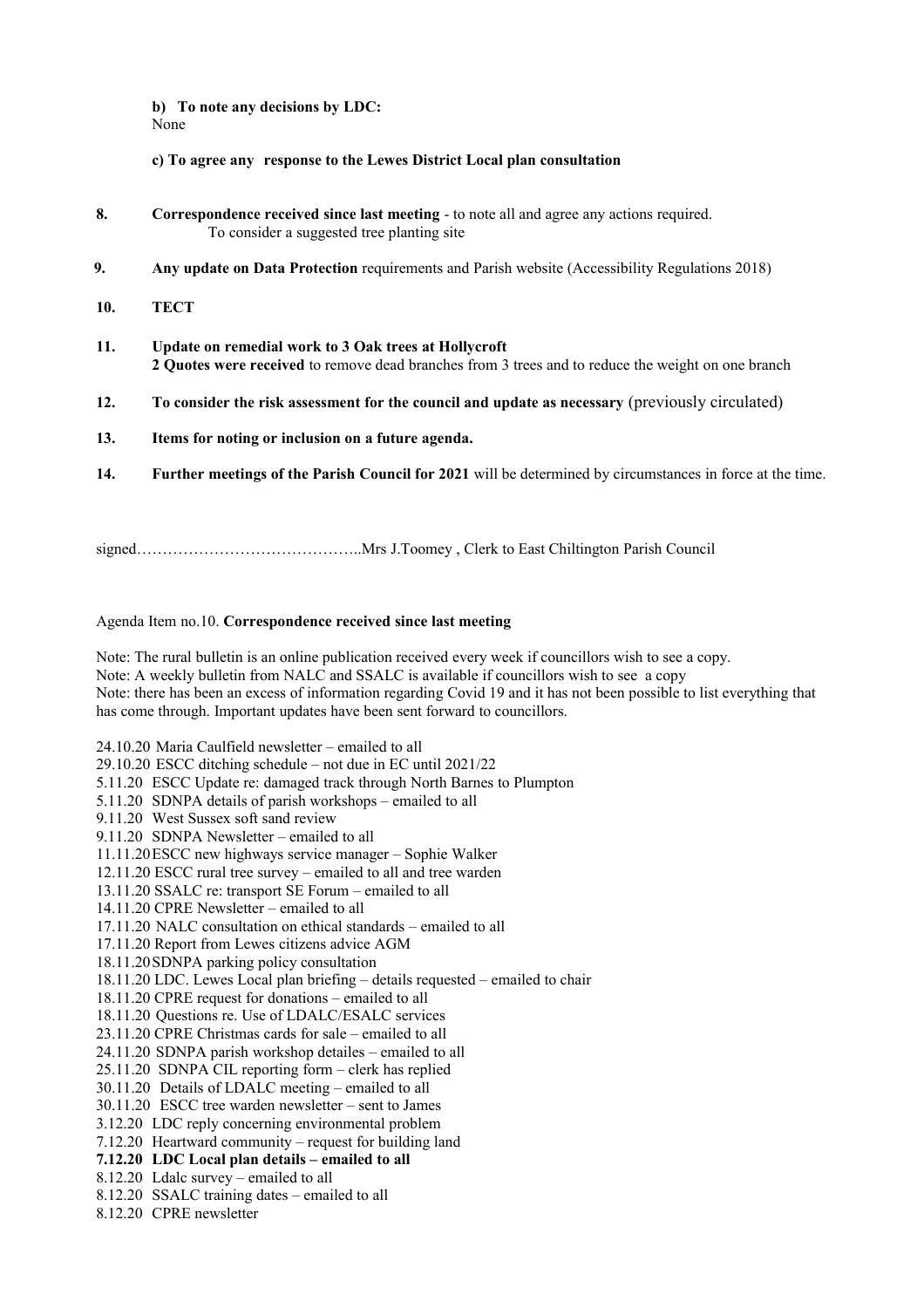**b) To note any decisions by LDC:**
None

**c) To agree any response to the Lewes District Local plan consultation**

**8. Correspondence received since last meeting** - to note all and agree any actions required.
To consider a suggested tree planting site

**9. Any update on Data Protection** requirements and Parish website (Accessibility Regulations 2018)

**10. TECT**

**11. Update on remedial work to 3 Oak trees at Hollycroft**
**2 Quotes were received** to remove dead branches from 3 trees and to reduce the weight on one branch

**12. To consider the risk assessment for the council and update as necessary** (previously circulated)

**13. Items for noting or inclusion on a future agenda.**

**14. Further meetings of the Parish Council for 2021** will be determined by circumstances in force at the time.

signed……………………………………..Mrs J.Toomey , Clerk to East Chiltington Parish Council

Agenda Item no.10. **Correspondence received since last meeting**

Note: The rural bulletin is an online publication received every week if councillors wish to see a copy.
Note: A weekly bulletin from NALC and SSALC is available if councillors wish to see a copy
Note: there has been an excess of information regarding Covid 19 and it has not been possible to list everything that has come through. Important updates have been sent forward to councillors.

24.10.20 Maria Caulfield newsletter – emailed to all
29.10.20 ESCC ditching schedule – not due in EC until 2021/22
5.11.20 ESCC Update re: damaged track through North Barnes to Plumpton
5.11.20 SDNPA details of parish workshops – emailed to all
9.11.20 West Sussex soft sand review
9.11.20 SDNPA Newsletter – emailed to all
11.11.20 ESCC new highways service manager – Sophie Walker
12.11.20 ESCC rural tree survey – emailed to all and tree warden
13.11.20 SSALC re: transport SE Forum – emailed to all
14.11.20 CPRE Newsletter – emailed to all
17.11.20 NALC consultation on ethical standards – emailed to all
17.11.20 Report from Lewes citizens advice AGM
18.11.20 SDNPA parking policy consultation
18.11.20 LDC. Lewes Local plan briefing – details requested – emailed to chair
18.11.20 CPRE request for donations – emailed to all
18.11.20 Questions re. Use of LDALC/ESALC services
23.11.20 CPRE Christmas cards for sale – emailed to all
24.11.20 SDNPA parish workshop detailes – emailed to all
25.11.20 SDNPA CIL reporting form – clerk has replied
30.11.20 Details of LDALC meeting – emailed to all
30.11.20 ESCC tree warden newsletter – sent to James
3.12.20 LDC reply concerning environmental problem
7.12.20 Heartward community – request for building land
**7.12.20 LDC Local plan details – emailed to all**
8.12.20 Ldalc survey – emailed to all
8.12.20 SSALC training dates – emailed to all
8.12.20 CPRE newsletter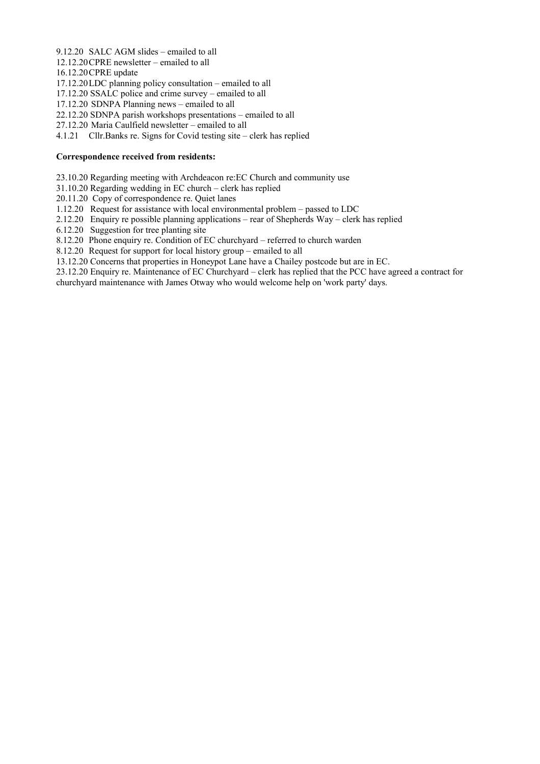9.12.20 SALC AGM slides – emailed to all
12.12.20 CPRE newsletter – emailed to all
16.12.20 CPRE update
17.12.20 LDC planning policy consultation – emailed to all
17.12.20 SSALC police and crime survey – emailed to all
17.12.20 SDNPA Planning news – emailed to all
22.12.20 SDNPA parish workshops presentations – emailed to all
27.12.20 Maria Caulfield newsletter – emailed to all
4.1.21 Cllr.Banks re. Signs for Covid testing site – clerk has replied

**Correspondence received from residents:**

23.10.20 Regarding meeting with Archdeacon re:EC Church and community use
31.10.20 Regarding wedding in EC church – clerk has replied
20.11.20 Copy of correspondence re. Quiet lanes
1.12.20 Request for assistance with local environmental problem – passed to LDC
2.12.20 Enquiry re possible planning applications – rear of Shepherds Way – clerk has replied
6.12.20 Suggestion for tree planting site
8.12.20 Phone enquiry re. Condition of EC churchyard – referred to church warden
8.12.20 Request for support for local history group – emailed to all
13.12.20 Concerns that properties in Honeypot Lane have a Chailey postcode but are in EC.
23.12.20 Enquiry re. Maintenance of EC Churchyard – clerk has replied that the PCC have agreed a contract for churchyard maintenance with James Otway who would welcome help on 'work party' days.